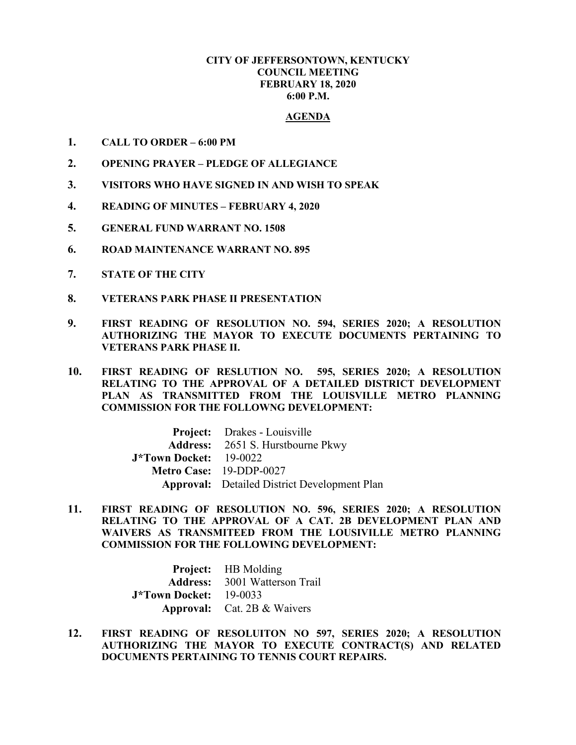# CITY OF JEFFERSONTOWN, KENTUCKY
# COUNCIL MEETING
# FEBRUARY 18, 2020
# 6:00 P.M.

## AGENDA

1. **CALL TO ORDER – 6:00 PM**

2. **OPENING PRAYER – PLEDGE OF ALLEGIANCE**

3. **VISITORS WHO HAVE SIGNED IN AND WISH TO SPEAK**

4. **READING OF MINUTES – FEBRUARY 4, 2020**

5. **GENERAL FUND WARRANT NO. 1508**

6. **ROAD MAINTENANCE WARRANT NO. 895**

7. **STATE OF THE CITY**

8. **VETERANS PARK PHASE II PRESENTATION**

9. **FIRST READING OF RESOLUTION NO. 594, SERIES 2020; A RESOLUTION AUTHORIZING THE MAYOR TO EXECUTE DOCUMENTS PERTAINING TO VETERANS PARK PHASE II.**

10. **FIRST READING OF RESLUTION NO. 595, SERIES 2020; A RESOLUTION RELATING TO THE APPROVAL OF A DETAILED DISTRICT DEVELOPMENT PLAN AS TRANSMITTED FROM THE LOUISVILLE METRO PLANNING COMMISSION FOR THE FOLLOWNG DEVELOPMENT:**

    **Project:** Drakes - Louisville
    **Address:** 2651 S. Hurstbourne Pkwy
    **J*Town Docket:** 19-0022
    **Metro Case:** 19-DDP-0027
    **Approval:** Detailed District Development Plan

11. **FIRST READING OF RESOLUTION NO. 596, SERIES 2020; A RESOLUTION RELATING TO THE APPROVAL OF A CAT. 2B DEVELOPMENT PLAN AND WAIVERS AS TRANSMITEED FROM THE LOUSIVILLE METRO PLANNING COMMISSION FOR THE FOLLOWING DEVELOPMENT:**

    **Project:** HB Molding
    **Address:** 3001 Watterson Trail
    **J*Town Docket:** 19-0033
    **Approval:** Cat. 2B & Waivers

12. **FIRST READING OF RESOLUITON NO 597, SERIES 2020; A RESOLUTION AUTHORIZING THE MAYOR TO EXECUTE CONTRACT(S) AND RELATED DOCUMENTS PERTAINING TO TENNIS COURT REPAIRS.**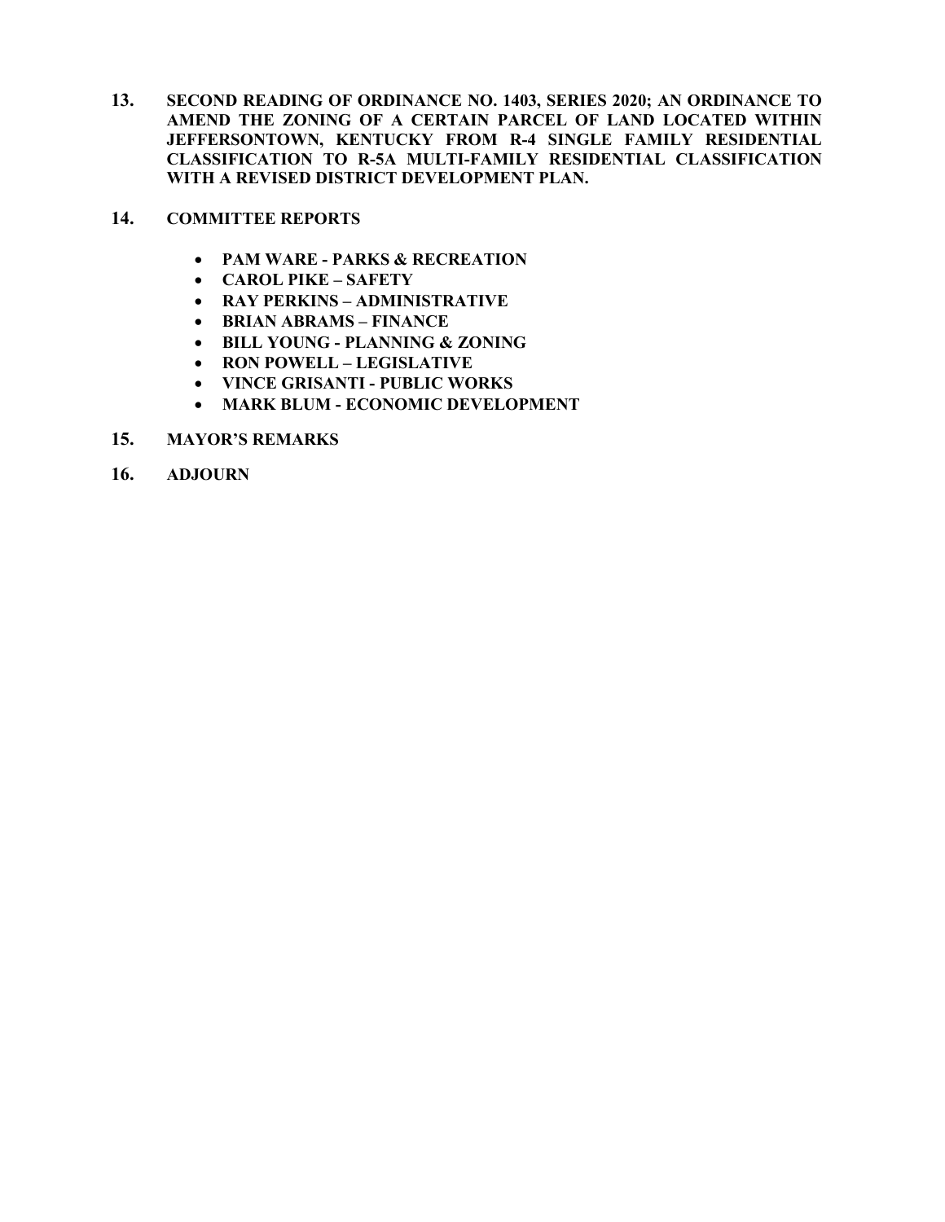**13. SECOND READING OF ORDINANCE NO. 1403, SERIES 2020; AN ORDINANCE TO AMEND THE ZONING OF A CERTAIN PARCEL OF LAND LOCATED WITHIN JEFFERSONTOWN, KENTUCKY FROM R-4 SINGLE FAMILY RESIDENTIAL CLASSIFICATION TO R-5A MULTI-FAMILY RESIDENTIAL CLASSIFICATION WITH A REVISED DISTRICT DEVELOPMENT PLAN.**

**14. COMMITTEE REPORTS**

- **PAM WARE - PARKS & RECREATION**
- **CAROL PIKE – SAFETY**
- **RAY PERKINS – ADMINISTRATIVE**
- **BRIAN ABRAMS – FINANCE**
- **BILL YOUNG - PLANNING & ZONING**
- **RON POWELL – LEGISLATIVE**
- **VINCE GRISANTI - PUBLIC WORKS**
- **MARK BLUM - ECONOMIC DEVELOPMENT**

**15. MAYOR'S REMARKS**

**16. ADJOURN**